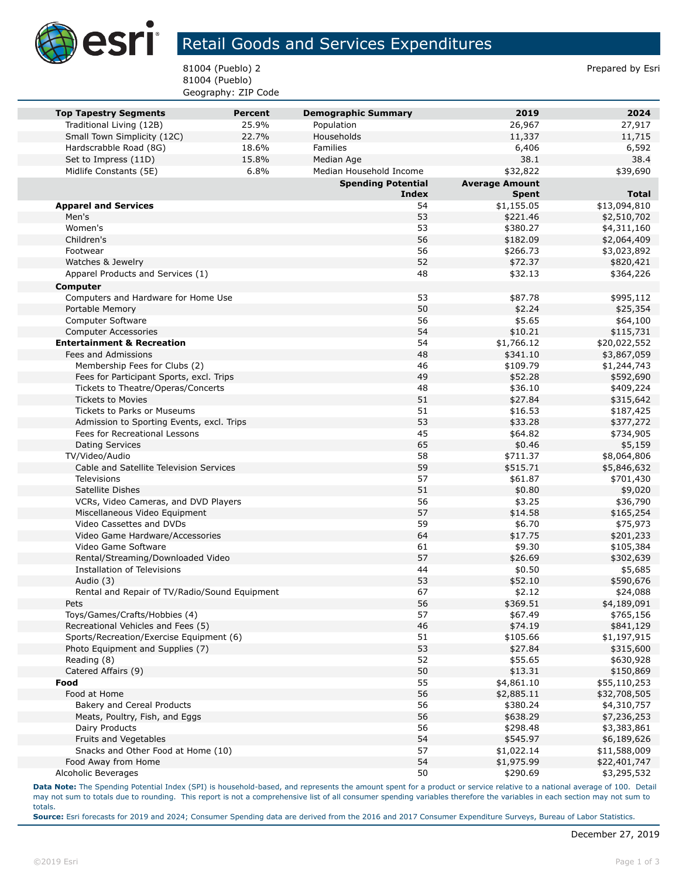# Retail Goods and Services Expenditures

81004 (Pueblo) 2
81004 (Pueblo)
Geography: ZIP Code

Prepared by Esri

| Top Tapestry Segments | Percent | Demographic Summary | 2019 | 2024 |
|---|---|---|---|---|
| Traditional Living (12B) | 25.9% | Population | 26,967 | 27,917 |
| Small Town Simplicity (12C) | 22.7% | Households | 11,337 | 11,715 |
| Hardscrabble Road (8G) | 18.6% | Families | 6,406 | 6,592 |
| Set to Impress (11D) | 15.8% | Median Age | 38.1 | 38.4 |
| Midlife Constants (5E) | 6.8% | Median Household Income | $32,822 | $39,690 |

| | Spending Potential Index | Average Amount Spent | Total |
|---|---|---|---|
| **Apparel and Services** | 54 | $1,155.05 | $13,094,810 |
| Men's | 53 | $221.46 | $2,510,702 |
| Women's | 53 | $380.27 | $4,311,160 |
| Children's | 56 | $182.09 | $2,064,409 |
| Footwear | 56 | $266.73 | $3,023,892 |
| Watches & Jewelry | 52 | $72.37 | $820,421 |
| Apparel Products and Services (1) | 48 | $32.13 | $364,226 |
| **Computer** | | | |
| Computers and Hardware for Home Use | 53 | $87.78 | $995,112 |
| Portable Memory | 50 | $2.24 | $25,354 |
| Computer Software | 56 | $5.65 | $64,100 |
| Computer Accessories | 54 | $10.21 | $115,731 |
| **Entertainment & Recreation** | 54 | $1,766.12 | $20,022,552 |
| Fees and Admissions | 48 | $341.10 | $3,867,059 |
| Membership Fees for Clubs (2) | 46 | $109.79 | $1,244,743 |
| Fees for Participant Sports, excl. Trips | 49 | $52.28 | $592,690 |
| Tickets to Theatre/Operas/Concerts | 48 | $36.10 | $409,224 |
| Tickets to Movies | 51 | $27.84 | $315,642 |
| Tickets to Parks or Museums | 51 | $16.53 | $187,425 |
| Admission to Sporting Events, excl. Trips | 53 | $33.28 | $377,272 |
| Fees for Recreational Lessons | 45 | $64.82 | $734,905 |
| Dating Services | 65 | $0.46 | $5,159 |
| TV/Video/Audio | 58 | $711.37 | $8,064,806 |
| Cable and Satellite Television Services | 59 | $515.71 | $5,846,632 |
| Televisions | 57 | $61.87 | $701,430 |
| Satellite Dishes | 51 | $0.80 | $9,020 |
| VCRs, Video Cameras, and DVD Players | 56 | $3.25 | $36,790 |
| Miscellaneous Video Equipment | 57 | $14.58 | $165,254 |
| Video Cassettes and DVDs | 59 | $6.70 | $75,973 |
| Video Game Hardware/Accessories | 64 | $17.75 | $201,233 |
| Video Game Software | 61 | $9.30 | $105,384 |
| Rental/Streaming/Downloaded Video | 57 | $26.69 | $302,639 |
| Installation of Televisions | 44 | $0.50 | $5,685 |
| Audio (3) | 53 | $52.10 | $590,676 |
| Rental and Repair of TV/Radio/Sound Equipment | 67 | $2.12 | $24,088 |
| Pets | 56 | $369.51 | $4,189,091 |
| Toys/Games/Crafts/Hobbies (4) | 57 | $67.49 | $765,156 |
| Recreational Vehicles and Fees (5) | 46 | $74.19 | $841,129 |
| Sports/Recreation/Exercise Equipment (6) | 51 | $105.66 | $1,197,915 |
| Photo Equipment and Supplies (7) | 53 | $27.84 | $315,600 |
| Reading (8) | 52 | $55.65 | $630,928 |
| Catered Affairs (9) | 50 | $13.31 | $150,869 |
| **Food** | 55 | $4,861.10 | $55,110,253 |
| Food at Home | 56 | $2,885.11 | $32,708,505 |
| Bakery and Cereal Products | 56 | $380.24 | $4,310,757 |
| Meats, Poultry, Fish, and Eggs | 56 | $638.29 | $7,236,253 |
| Dairy Products | 56 | $298.48 | $3,383,861 |
| Fruits and Vegetables | 54 | $545.97 | $6,189,626 |
| Snacks and Other Food at Home (10) | 57 | $1,022.14 | $11,588,009 |
| Food Away from Home | 54 | $1,975.99 | $22,401,747 |
| Alcoholic Beverages | 50 | $290.69 | $3,295,532 |

**Data Note:** The Spending Potential Index (SPI) is household-based, and represents the amount spent for a product or service relative to a national average of 100. Detail may not sum to totals due to rounding. This report is not a comprehensive list of all consumer spending variables therefore the variables in each section may not sum to totals.
**Source:** Esri forecasts for 2019 and 2024; Consumer Spending data are derived from the 2016 and 2017 Consumer Expenditure Surveys, Bureau of Labor Statistics.

December 27, 2019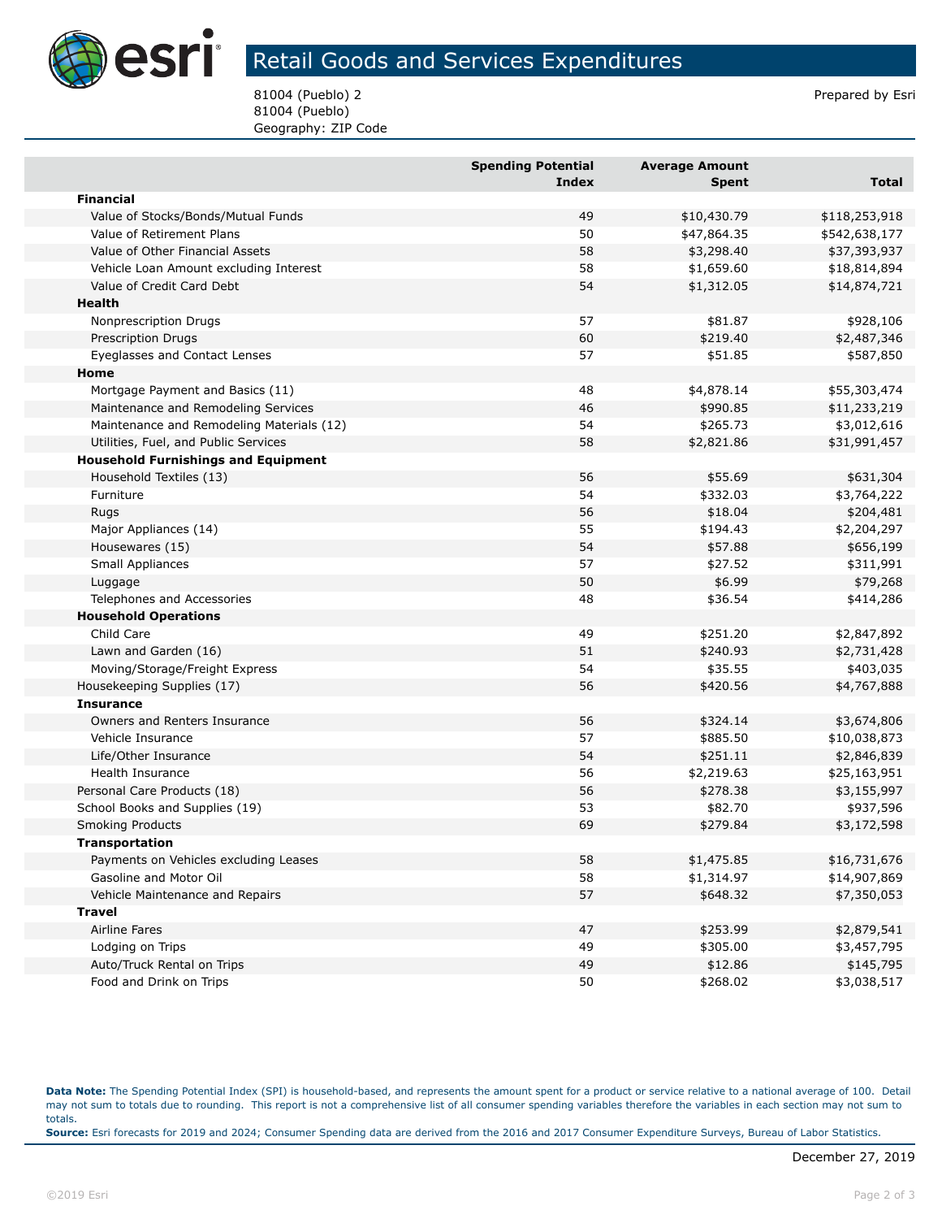# Retail Goods and Services Expenditures

81004 (Pueblo) 2
81004 (Pueblo)
Geography: ZIP Code

Prepared by Esri

| | Spending Potential Index | Average Amount Spent | Total |
|---|---|---|---|
| **Financial** | | | |
| Value of Stocks/Bonds/Mutual Funds | 49 | $10,430.79 | $118,253,918 |
| Value of Retirement Plans | 50 | $47,864.35 | $542,638,177 |
| Value of Other Financial Assets | 58 | $3,298.40 | $37,393,937 |
| Vehicle Loan Amount excluding Interest | 58 | $1,659.60 | $18,814,894 |
| Value of Credit Card Debt | 54 | $1,312.05 | $14,874,721 |
| **Health** | | | |
| Nonprescription Drugs | 57 | $81.87 | $928,106 |
| Prescription Drugs | 60 | $219.40 | $2,487,346 |
| Eyeglasses and Contact Lenses | 57 | $51.85 | $587,850 |
| **Home** | | | |
| Mortgage Payment and Basics (11) | 48 | $4,878.14 | $55,303,474 |
| Maintenance and Remodeling Services | 46 | $990.85 | $11,233,219 |
| Maintenance and Remodeling Materials (12) | 54 | $265.73 | $3,012,616 |
| Utilities, Fuel, and Public Services | 58 | $2,821.86 | $31,991,457 |
| **Household Furnishings and Equipment** | | | |
| Household Textiles (13) | 56 | $55.69 | $631,304 |
| Furniture | 54 | $332.03 | $3,764,222 |
| Rugs | 56 | $18.04 | $204,481 |
| Major Appliances (14) | 55 | $194.43 | $2,204,297 |
| Housewares (15) | 54 | $57.88 | $656,199 |
| Small Appliances | 57 | $27.52 | $311,991 |
| Luggage | 50 | $6.99 | $79,268 |
| Telephones and Accessories | 48 | $36.54 | $414,286 |
| **Household Operations** | | | |
| Child Care | 49 | $251.20 | $2,847,892 |
| Lawn and Garden (16) | 51 | $240.93 | $2,731,428 |
| Moving/Storage/Freight Express | 54 | $35.55 | $403,035 |
| Housekeeping Supplies (17) | 56 | $420.56 | $4,767,888 |
| **Insurance** | | | |
| Owners and Renters Insurance | 56 | $324.14 | $3,674,806 |
| Vehicle Insurance | 57 | $885.50 | $10,038,873 |
| Life/Other Insurance | 54 | $251.11 | $2,846,839 |
| Health Insurance | 56 | $2,219.63 | $25,163,951 |
| Personal Care Products (18) | 56 | $278.38 | $3,155,997 |
| School Books and Supplies (19) | 53 | $82.70 | $937,596 |
| Smoking Products | 69 | $279.84 | $3,172,598 |
| **Transportation** | | | |
| Payments on Vehicles excluding Leases | 58 | $1,475.85 | $16,731,676 |
| Gasoline and Motor Oil | 58 | $1,314.97 | $14,907,869 |
| Vehicle Maintenance and Repairs | 57 | $648.32 | $7,350,053 |
| **Travel** | | | |
| Airline Fares | 47 | $253.99 | $2,879,541 |
| Lodging on Trips | 49 | $305.00 | $3,457,795 |
| Auto/Truck Rental on Trips | 49 | $12.86 | $145,795 |
| Food and Drink on Trips | 50 | $268.02 | $3,038,517 |

**Data Note:** The Spending Potential Index (SPI) is household-based, and represents the amount spent for a product or service relative to a national average of 100. Detail may not sum to totals due to rounding. This report is not a comprehensive list of all consumer spending variables therefore the variables in each section may not sum to totals.
**Source:** Esri forecasts for 2019 and 2024; Consumer Spending data are derived from the 2016 and 2017 Consumer Expenditure Surveys, Bureau of Labor Statistics.

December 27, 2019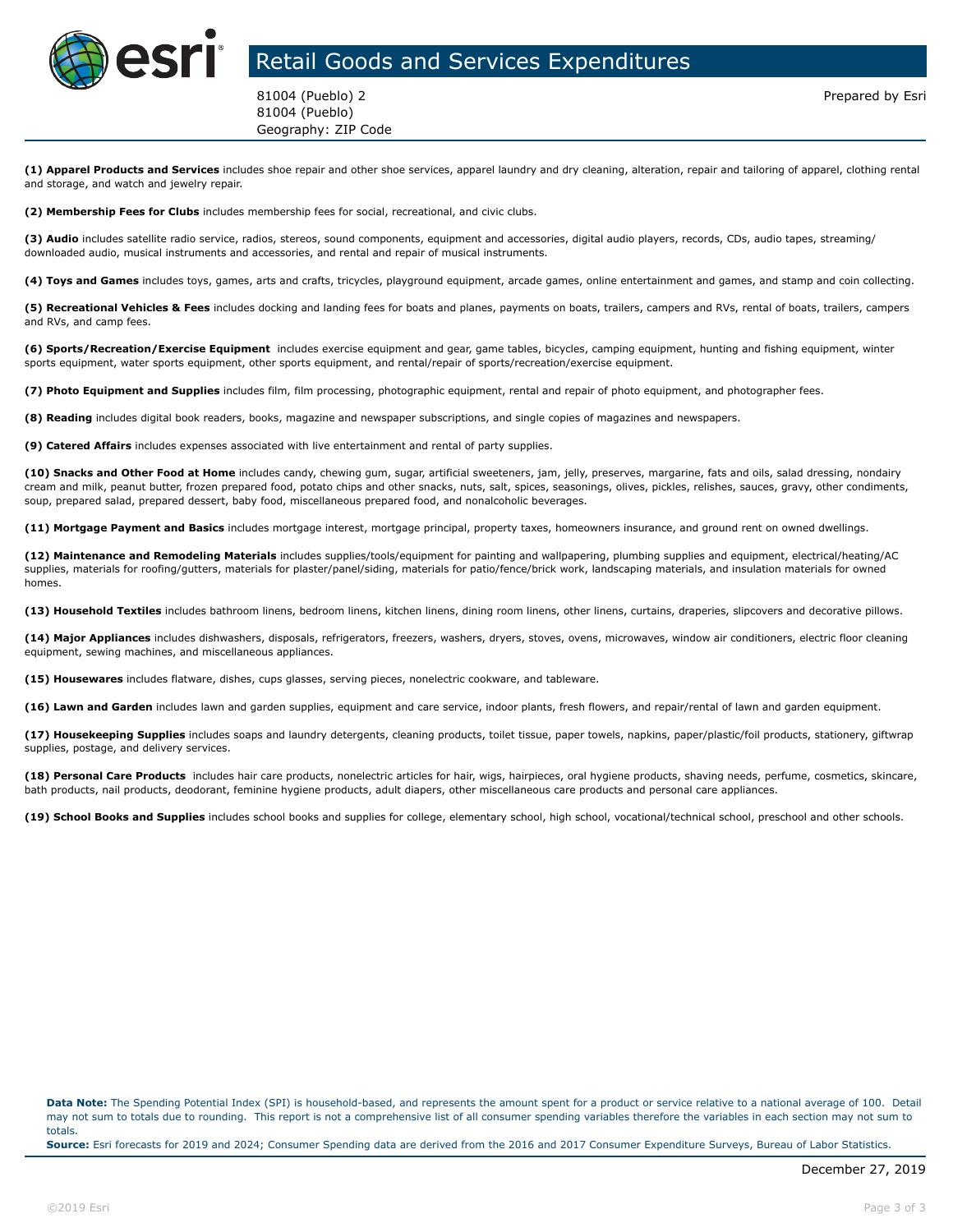# Retail Goods and Services Expenditures

81004 (Pueblo) 2
81004 (Pueblo)
Geography: ZIP Code

Prepared by Esri

**(1) Apparel Products and Services** includes shoe repair and other shoe services, apparel laundry and dry cleaning, alteration, repair and tailoring of apparel, clothing rental and storage, and watch and jewelry repair.

**(2) Membership Fees for Clubs** includes membership fees for social, recreational, and civic clubs.

**(3) Audio** includes satellite radio service, radios, stereos, sound components, equipment and accessories, digital audio players, records, CDs, audio tapes, streaming/downloaded audio, musical instruments and accessories, and rental and repair of musical instruments.

**(4) Toys and Games** includes toys, games, arts and crafts, tricycles, playground equipment, arcade games, online entertainment and games, and stamp and coin collecting.

**(5) Recreational Vehicles & Fees** includes docking and landing fees for boats and planes, payments on boats, trailers, campers and RVs, rental of boats, trailers, campers and RVs, and camp fees.

**(6) Sports/Recreation/Exercise Equipment** includes exercise equipment and gear, game tables, bicycles, camping equipment, hunting and fishing equipment, winter sports equipment, water sports equipment, other sports equipment, and rental/repair of sports/recreation/exercise equipment.

**(7) Photo Equipment and Supplies** includes film, film processing, photographic equipment, rental and repair of photo equipment, and photographer fees.

**(8) Reading** includes digital book readers, books, magazine and newspaper subscriptions, and single copies of magazines and newspapers.

**(9) Catered Affairs** includes expenses associated with live entertainment and rental of party supplies.

**(10) Snacks and Other Food at Home** includes candy, chewing gum, sugar, artificial sweeteners, jam, jelly, preserves, margarine, fats and oils, salad dressing, nondairy cream and milk, peanut butter, frozen prepared food, potato chips and other snacks, nuts, salt, spices, seasonings, olives, pickles, relishes, sauces, gravy, other condiments, soup, prepared salad, prepared dessert, baby food, miscellaneous prepared food, and nonalcoholic beverages.

**(11) Mortgage Payment and Basics** includes mortgage interest, mortgage principal, property taxes, homeowners insurance, and ground rent on owned dwellings.

**(12) Maintenance and Remodeling Materials** includes supplies/tools/equipment for painting and wallpapering, plumbing supplies and equipment, electrical/heating/AC supplies, materials for roofing/gutters, materials for plaster/panel/siding, materials for patio/fence/brick work, landscaping materials, and insulation materials for owned homes.

**(13) Household Textiles** includes bathroom linens, bedroom linens, kitchen linens, dining room linens, other linens, curtains, draperies, slipcovers and decorative pillows.

**(14) Major Appliances** includes dishwashers, disposals, refrigerators, freezers, washers, dryers, stoves, ovens, microwaves, window air conditioners, electric floor cleaning equipment, sewing machines, and miscellaneous appliances.

**(15) Housewares** includes flatware, dishes, cups glasses, serving pieces, nonelectric cookware, and tableware.

**(16) Lawn and Garden** includes lawn and garden supplies, equipment and care service, indoor plants, fresh flowers, and repair/rental of lawn and garden equipment.

**(17) Housekeeping Supplies** includes soaps and laundry detergents, cleaning products, toilet tissue, paper towels, napkins, paper/plastic/foil products, stationery, giftwrap supplies, postage, and delivery services.

**(18) Personal Care Products** includes hair care products, nonelectric articles for hair, wigs, hairpieces, oral hygiene products, shaving needs, perfume, cosmetics, skincare, bath products, nail products, deodorant, feminine hygiene products, adult diapers, other miscellaneous care products and personal care appliances.

**(19) School Books and Supplies** includes school books and supplies for college, elementary school, high school, vocational/technical school, preschool and other schools.

**Data Note:** The Spending Potential Index (SPI) is household-based, and represents the amount spent for a product or service relative to a national average of 100. Detail may not sum to totals due to rounding. This report is not a comprehensive list of all consumer spending variables therefore the variables in each section may not sum to totals.
**Source:** Esri forecasts for 2019 and 2024; Consumer Spending data are derived from the 2016 and 2017 Consumer Expenditure Surveys, Bureau of Labor Statistics.

December 27, 2019